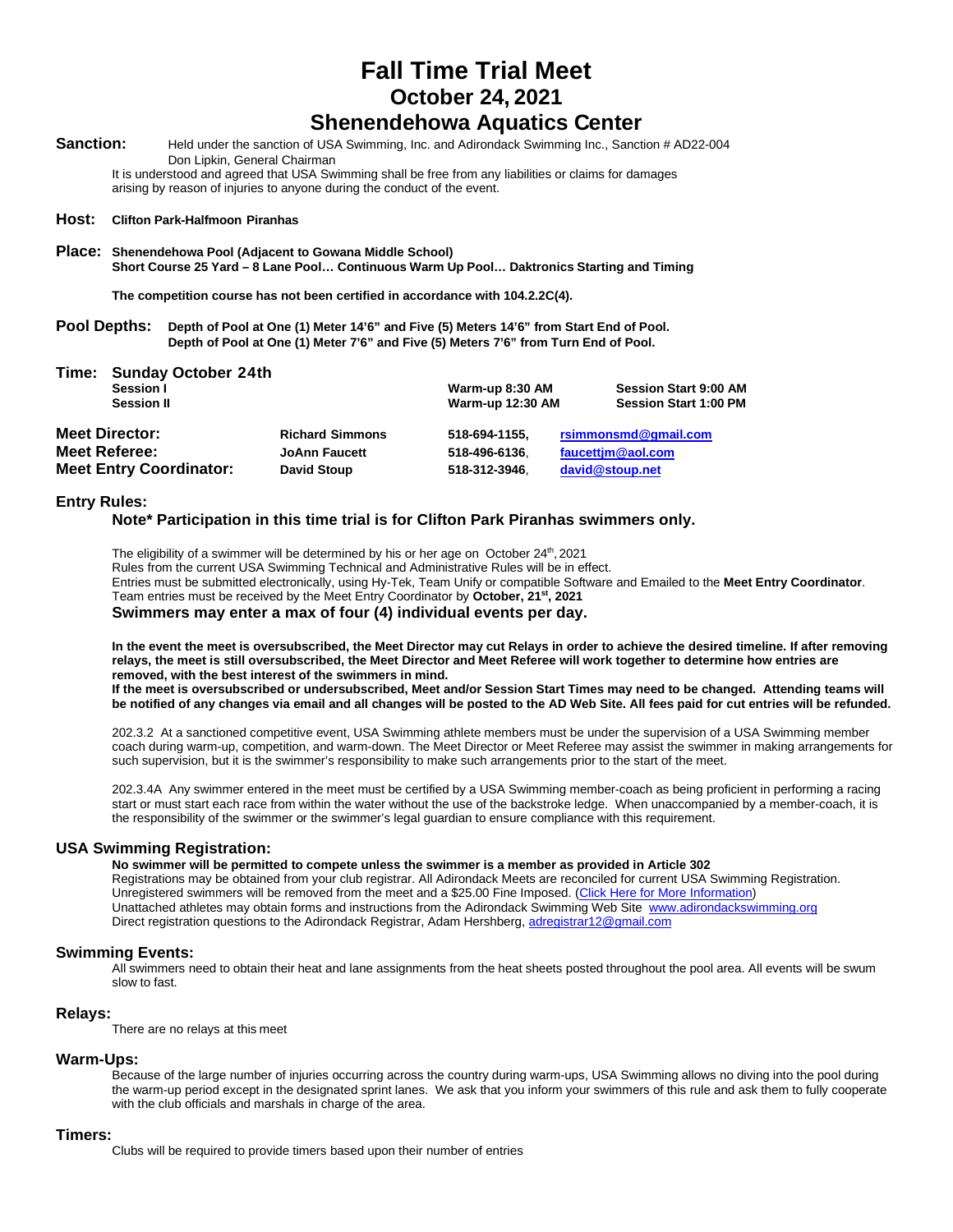# Fall Time Trial Meet
## October 24, 2021
## Shenendehowa Aquatics Center

**Sanction:** Held under the sanction of USA Swimming, Inc. and Adirondack Swimming Inc., Sanction # AD22-004
Don Lipkin, General Chairman
It is understood and agreed that USA Swimming shall be free from any liabilities or claims for damages arising by reason of injuries to anyone during the conduct of the event.

**Host:** **Clifton Park-Halfmoon Piranhas**

**Place:** **Shenendehowa Pool (Adjacent to Gowana Middle School)**
**Short Course 25 Yard – 8 Lane Pool… Continuous Warm Up Pool… Daktronics Starting and Timing**

**The competition course has not been certified in accordance with 104.2.2C(4).**

**Pool Depths:** **Depth of Pool at One (1) Meter 14'6" and Five (5) Meters 14'6" from Start End of Pool.**
**Depth of Pool at One (1) Meter 7'6" and Five (5) Meters 7'6" from Turn End of Pool.**

**Time: Sunday October 24th**

| | | |
|---|---|---|
| **Session I** | **Warm-up 8:30 AM** | **Session Start 9:00 AM** |
| **Session II** | **Warm-up 12:30 AM** | **Session Start 1:00 PM** |

| | | | |
|---|---|---|---|
| **Meet Director:** | **Richard Simmons** | **518-694-1155,** | **rsimmonsmd@gmail.com** |
| **Meet Referee:** | **JoAnn Faucett** | **518-496-6136**, | **faucettjm@aol.com** |
| **Meet Entry Coordinator:** | **David Stoup** | **518-312-3946**, | **david@stoup.net** |

## Entry Rules:

**Note* Participation in this time trial is for Clifton Park Piranhas swimmers only.**

The eligibility of a swimmer will be determined by his or her age on October 24th, 2021
Rules from the current USA Swimming Technical and Administrative Rules will be in effect.
Entries must be submitted electronically, using Hy-Tek, Team Unify or compatible Software and Emailed to the **Meet Entry Coordinator**.
Team entries must be received by the Meet Entry Coordinator by **October, 21st, 2021**
**Swimmers may enter a max of four (4) individual events per day.**

**In the event the meet is oversubscribed, the Meet Director may cut Relays in order to achieve the desired timeline. If after removing relays, the meet is still oversubscribed, the Meet Director and Meet Referee will work together to determine how entries are removed, with the best interest of the swimmers in mind.**
**If the meet is oversubscribed or undersubscribed, Meet and/or Session Start Times may need to be changed. Attending teams will be notified of any changes via email and all changes will be posted to the AD Web Site. All fees paid for cut entries will be refunded.**

202.3.2 At a sanctioned competitive event, USA Swimming athlete members must be under the supervision of a USA Swimming member coach during warm-up, competition, and warm-down. The Meet Director or Meet Referee may assist the swimmer in making arrangements for such supervision, but it is the swimmer's responsibility to make such arrangements prior to the start of the meet.

202.3.4A Any swimmer entered in the meet must be certified by a USA Swimming member-coach as being proficient in performing a racing start or must start each race from within the water without the use of the backstroke ledge. When unaccompanied by a member-coach, it is the responsibility of the swimmer or the swimmer's legal guardian to ensure compliance with this requirement.

## USA Swimming Registration:

**No swimmer will be permitted to compete unless the swimmer is a member as provided in Article 302**
Registrations may be obtained from your club registrar. All Adirondack Meets are reconciled for current USA Swimming Registration. Unregistered swimmers will be removed from the meet and a $25.00 Fine Imposed. (Click Here for More Information)
Unattached athletes may obtain forms and instructions from the Adirondack Swimming Web Site www.adirondackswimming.org
Direct registration questions to the Adirondack Registrar, Adam Hershberg, adregistrar12@gmail.com

## Swimming Events:

All swimmers need to obtain their heat and lane assignments from the heat sheets posted throughout the pool area. All events will be swum slow to fast.

## Relays:

There are no relays at this meet

## Warm-Ups:

Because of the large number of injuries occurring across the country during warm-ups, USA Swimming allows no diving into the pool during the warm-up period except in the designated sprint lanes. We ask that you inform your swimmers of this rule and ask them to fully cooperate with the club officials and marshals in charge of the area.

## Timers:

Clubs will be required to provide timers based upon their number of entries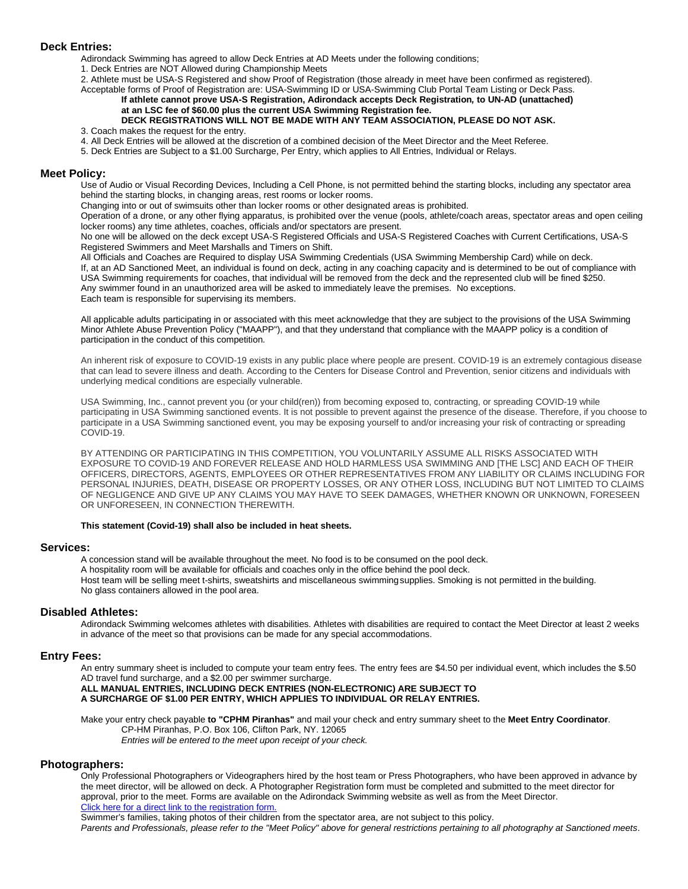## Deck Entries:

Adirondack Swimming has agreed to allow Deck Entries at AD Meets under the following conditions;

1. Deck Entries are NOT Allowed during Championship Meets
2. Athlete must be USA-S Registered and show Proof of Registration (those already in meet have been confirmed as registered).

Acceptable forms of Proof of Registration are: USA-Swimming ID or USA-Swimming Club Portal Team Listing or Deck Pass.

**If athlete cannot prove USA-S Registration, Adirondack accepts Deck Registration, to UN-AD (unattached) at an LSC fee of $60.00 plus the current USA Swimming Registration fee.**

**DECK REGISTRATIONS WILL NOT BE MADE WITH ANY TEAM ASSOCIATION, PLEASE DO NOT ASK.**

3. Coach makes the request for the entry.
4. All Deck Entries will be allowed at the discretion of a combined decision of the Meet Director and the Meet Referee.
5. Deck Entries are Subject to a $1.00 Surcharge, Per Entry, which applies to All Entries, Individual or Relays.

## Meet Policy:

Use of Audio or Visual Recording Devices, Including a Cell Phone, is not permitted behind the starting blocks, including any spectator area behind the starting blocks, in changing areas, rest rooms or locker rooms.

Changing into or out of swimsuits other than locker rooms or other designated areas is prohibited.

Operation of a drone, or any other flying apparatus, is prohibited over the venue (pools, athlete/coach areas, spectator areas and open ceiling locker rooms) any time athletes, coaches, officials and/or spectators are present.

No one will be allowed on the deck except USA-S Registered Officials and USA-S Registered Coaches with Current Certifications, USA-S Registered Swimmers and Meet Marshalls and Timers on Shift.

All Officials and Coaches are Required to display USA Swimming Credentials (USA Swimming Membership Card) while on deck.

If, at an AD Sanctioned Meet, an individual is found on deck, acting in any coaching capacity and is determined to be out of compliance with USA Swimming requirements for coaches, that individual will be removed from the deck and the represented club will be fined $250.

Any swimmer found in an unauthorized area will be asked to immediately leave the premises. No exceptions.

Each team is responsible for supervising its members.

All applicable adults participating in or associated with this meet acknowledge that they are subject to the provisions of the USA Swimming Minor Athlete Abuse Prevention Policy ("MAAPP"), and that they understand that compliance with the MAAPP policy is a condition of participation in the conduct of this competition.

An inherent risk of exposure to COVID-19 exists in any public place where people are present. COVID-19 is an extremely contagious disease that can lead to severe illness and death. According to the Centers for Disease Control and Prevention, senior citizens and individuals with underlying medical conditions are especially vulnerable.

USA Swimming, Inc., cannot prevent you (or your child(ren)) from becoming exposed to, contracting, or spreading COVID-19 while participating in USA Swimming sanctioned events. It is not possible to prevent against the presence of the disease. Therefore, if you choose to participate in a USA Swimming sanctioned event, you may be exposing yourself to and/or increasing your risk of contracting or spreading COVID-19.

BY ATTENDING OR PARTICIPATING IN THIS COMPETITION, YOU VOLUNTARILY ASSUME ALL RISKS ASSOCIATED WITH EXPOSURE TO COVID-19 AND FOREVER RELEASE AND HOLD HARMLESS USA SWIMMING AND [THE LSC] AND EACH OF THEIR OFFICERS, DIRECTORS, AGENTS, EMPLOYEES OR OTHER REPRESENTATIVES FROM ANY LIABILITY OR CLAIMS INCLUDING FOR PERSONAL INJURIES, DEATH, DISEASE OR PROPERTY LOSSES, OR ANY OTHER LOSS, INCLUDING BUT NOT LIMITED TO CLAIMS OF NEGLIGENCE AND GIVE UP ANY CLAIMS YOU MAY HAVE TO SEEK DAMAGES, WHETHER KNOWN OR UNKNOWN, FORESEEN OR UNFORESEEN, IN CONNECTION THEREWITH.

**This statement (Covid-19) shall also be included in heat sheets.**

## Services:

A concession stand will be available throughout the meet. No food is to be consumed on the pool deck.

A hospitality room will be available for officials and coaches only in the office behind the pool deck.

Host team will be selling meet t-shirts, sweatshirts and miscellaneous swimming supplies. Smoking is not permitted in the building.

No glass containers allowed in the pool area.

## Disabled Athletes:

Adirondack Swimming welcomes athletes with disabilities. Athletes with disabilities are required to contact the Meet Director at least 2 weeks in advance of the meet so that provisions can be made for any special accommodations.

## Entry Fees:

An entry summary sheet is included to compute your team entry fees. The entry fees are $4.50 per individual event, which includes the $.50 AD travel fund surcharge, and a $2.00 per swimmer surcharge.

**ALL MANUAL ENTRIES, INCLUDING DECK ENTRIES (NON-ELECTRONIC) ARE SUBJECT TO A SURCHARGE OF $1.00 PER ENTRY, WHICH APPLIES TO INDIVIDUAL OR RELAY ENTRIES.**

Make your entry check payable **to "CPHM Piranhas"** and mail your check and entry summary sheet to the **Meet Entry Coordinator**.

CP-HM Piranhas, P.O. Box 106, Clifton Park, NY. 12065

*Entries will be entered to the meet upon receipt of your check.*

## Photographers:

Only Professional Photographers or Videographers hired by the host team or Press Photographers, who have been approved in advance by the meet director, will be allowed on deck. A Photographer Registration form must be completed and submitted to the meet director for approval, prior to the meet. Forms are available on the Adirondack Swimming website as well as from the Meet Director.

Click here for a direct link to the registration form.

Swimmer's families, taking photos of their children from the spectator area, are not subject to this policy.

*Parents and Professionals, please refer to the "Meet Policy" above for general restrictions pertaining to all photography at Sanctioned meets.*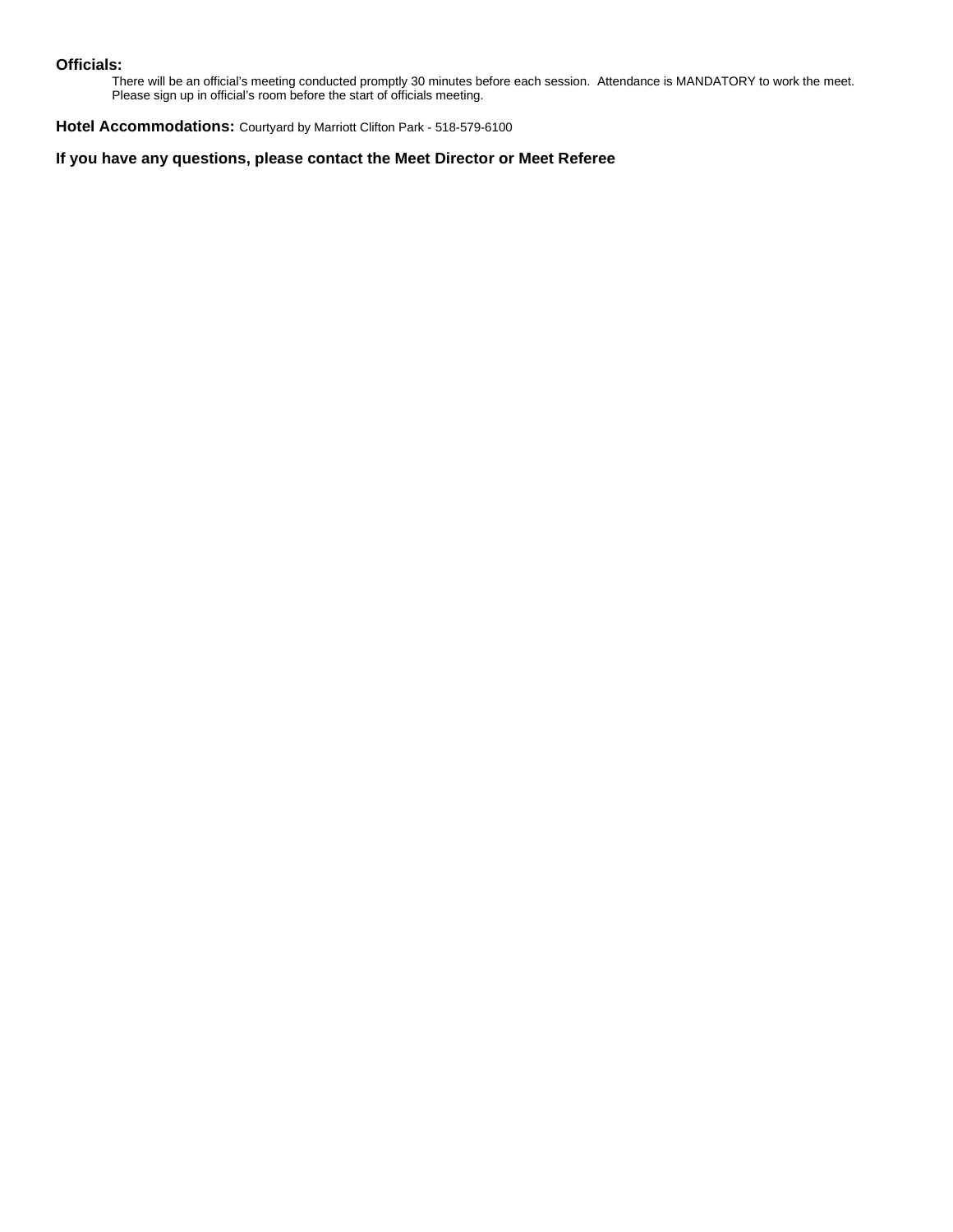**Officials:**

There will be an official's meeting conducted promptly 30 minutes before each session. Attendance is MANDATORY to work the meet. Please sign up in official's room before the start of officials meeting.

**Hotel Accommodations:** Courtyard by Marriott Clifton Park - 518-579-6100

**If you have any questions, please contact the Meet Director or Meet Referee**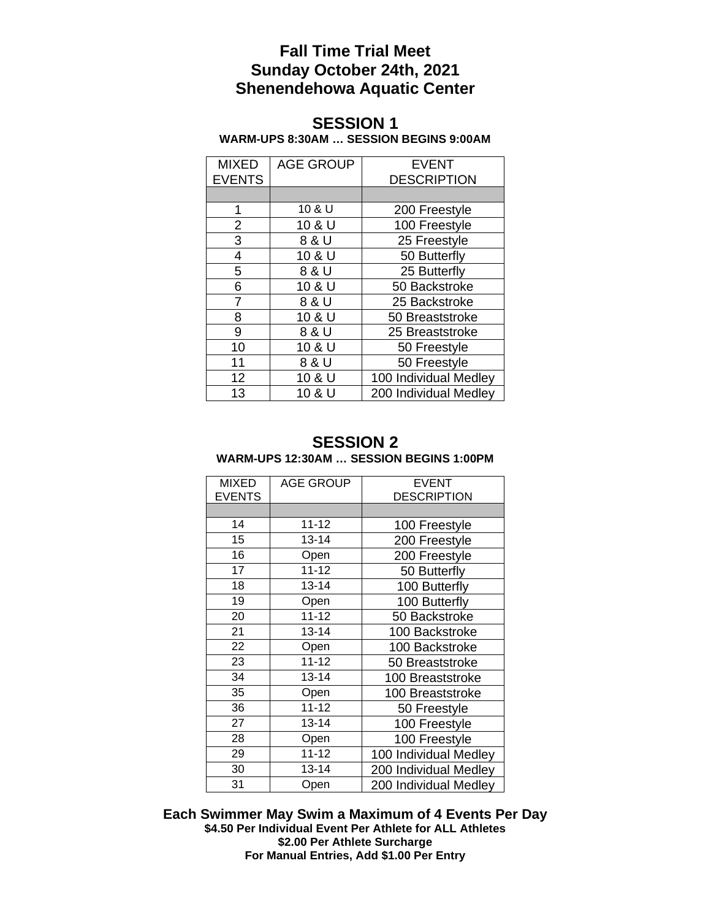# Fall Time Trial Meet
# Sunday October 24th, 2021
# Shenendehowa Aquatic Center

## SESSION 1

**WARM-UPS 8:30AM … SESSION BEGINS 9:00AM**

| MIXED EVENTS | AGE GROUP | EVENT DESCRIPTION |
|---|---|---|
| | | |
| 1 | 10 & U | 200 Freestyle |
| 2 | 10 & U | 100 Freestyle |
| 3 | 8 & U | 25 Freestyle |
| 4 | 10 & U | 50 Butterfly |
| 5 | 8 & U | 25 Butterfly |
| 6 | 10 & U | 50 Backstroke |
| 7 | 8 & U | 25 Backstroke |
| 8 | 10 & U | 50 Breaststroke |
| 9 | 8 & U | 25 Breaststroke |
| 10 | 10 & U | 50 Freestyle |
| 11 | 8 & U | 50 Freestyle |
| 12 | 10 & U | 100 Individual Medley |
| 13 | 10 & U | 200 Individual Medley |

## SESSION 2

**WARM-UPS 12:30AM … SESSION BEGINS 1:00PM**

| MIXED EVENTS | AGE GROUP | EVENT DESCRIPTION |
|---|---|---|
| | | |
| 14 | 11-12 | 100 Freestyle |
| 15 | 13-14 | 200 Freestyle |
| 16 | Open | 200 Freestyle |
| 17 | 11-12 | 50 Butterfly |
| 18 | 13-14 | 100 Butterfly |
| 19 | Open | 100 Butterfly |
| 20 | 11-12 | 50 Backstroke |
| 21 | 13-14 | 100 Backstroke |
| 22 | Open | 100 Backstroke |
| 23 | 11-12 | 50 Breaststroke |
| 34 | 13-14 | 100 Breaststroke |
| 35 | Open | 100 Breaststroke |
| 36 | 11-12 | 50 Freestyle |
| 27 | 13-14 | 100 Freestyle |
| 28 | Open | 100 Freestyle |
| 29 | 11-12 | 100 Individual Medley |
| 30 | 13-14 | 200 Individual Medley |
| 31 | Open | 200 Individual Medley |

**Each Swimmer May Swim a Maximum of 4 Events Per Day**

**\$4.50 Per Individual Event Per Athlete for ALL Athletes**

**\$2.00 Per Athlete Surcharge**

**For Manual Entries, Add \$1.00 Per Entry**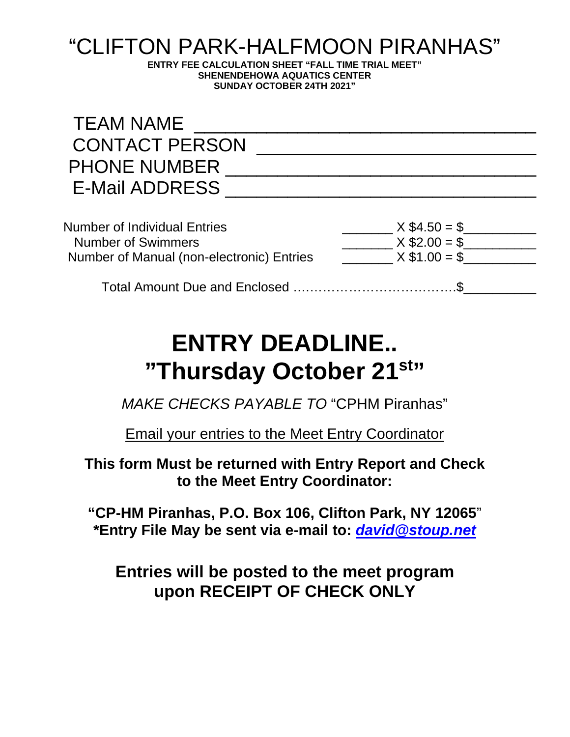# "CLIFTON PARK-HALFMOON PIRANHAS"

**ENTRY FEE CALCULATION SHEET "FALL TIME TRIAL MEET"**
**SHENENDEHOWA AQUATICS CENTER**
**SUNDAY OCTOBER 24TH 2021"**

TEAM NAME ______________________________

CONTACT PERSON ______________________________

PHONE NUMBER ______________________________

E-Mail ADDRESS ______________________________

| | |
|---|---|
| Number of Individual Entries | _______ X $4.50 = $__________ |
| Number of Swimmers | _______ X $2.00 = $__________ |
| Number of Manual (non-electronic) Entries | _______ X $1.00 = $__________ |

Total Amount Due and Enclosed ……………………………….$__________

# ENTRY DEADLINE..
# "Thursday October 21st"

*MAKE CHECKS PAYABLE TO* "CPHM Piranhas"

Email your entries to the Meet Entry Coordinator

**This form Must be returned with Entry Report and Check to the Meet Entry Coordinator:**

**"CP-HM Piranhas, P.O. Box 106, Clifton Park, NY 12065"**
**\*Entry File May be sent via e-mail to: *david@stoup.net***

**Entries will be posted to the meet program upon RECEIPT OF CHECK ONLY**